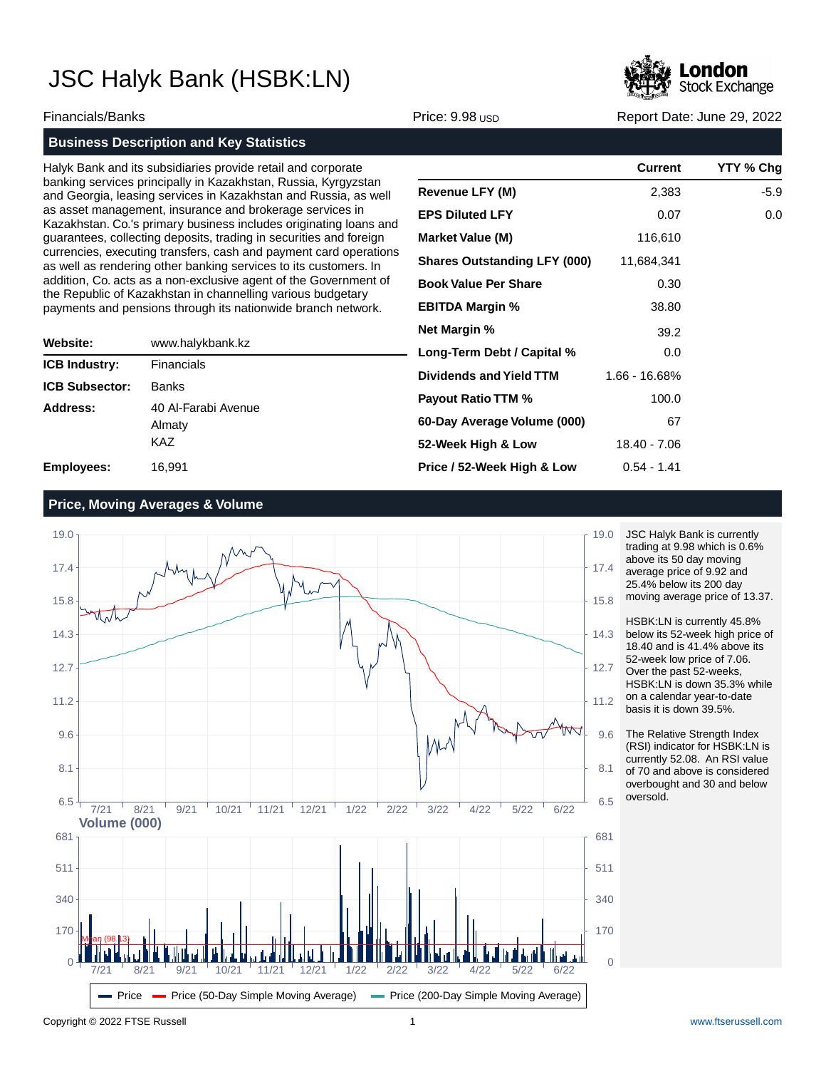# JSC Halyk Bank (HSBK:LN)

Financials/Banks | Price: 9.98 USD | Report Date: June 29, 2022

## Business Description and Key Statistics

Halyk Bank and its subsidiaries provide retail and corporate banking services principally in Kazakhstan, Russia, Kyrgyzstan and Georgia, leasing services in Kazakhstan and Russia, as well as asset management, insurance and brokerage services in Kazakhstan. Co.'s primary business includes originating loans and guarantees, collecting deposits, trading in securities and foreign currencies, executing transfers, cash and payment card operations as well as rendering other banking services to its customers. In addition, Co. acts as a non-exclusive agent of the Government of the Republic of Kazakhstan in channelling various budgetary payments and pensions through its nationwide branch network.

| | |
|---|---|
| **Website:** | www.halykbank.kz |
| **ICB Industry:** | Financials |
| **ICB Subsector:** | Banks |
| **Address:** | 40 Al-Farabi Avenue<br>Almaty<br>KAZ |
| **Employees:** | 16,991 |

| | Current | YTY % Chg |
|---|---|---|
| **Revenue LFY (M)** | 2,383 | -5.9 |
| **EPS Diluted LFY** | 0.07 | 0.0 |
| **Market Value (M)** | 116,610 | |
| **Shares Outstanding LFY (000)** | 11,684,341 | |
| **Book Value Per Share** | 0.30 | |
| **EBITDA Margin %** | 38.80 | |
| **Net Margin %** | 39.2 | |
| **Long-Term Debt / Capital %** | 0.0 | |
| **Dividends and Yield TTM** | 1.66 - 16.68% | |
| **Payout Ratio TTM %** | 100.0 | |
| **60-Day Average Volume (000)** | 67 | |
| **52-Week High & Low** | 18.40 - 7.06 | |
| **Price / 52-Week High & Low** | 0.54 - 1.41 | |

## Price, Moving Averages & Volume

JSC Halyk Bank is currently trading at 9.98 which is 0.6% above its 50 day moving average price of 9.92 and 25.4% below its 200 day moving average price of 13.37.

HSBK:LN is currently 45.8% below its 52-week high price of 18.40 and is 41.4% above its 52-week low price of 7.06. Over the past 52-weeks, HSBK:LN is down 35.3% while on a calendar year-to-date basis it is down 39.5%.

The Relative Strength Index (RSI) indicator for HSBK:LN is currently 52.08. An RSI value of 70 and above is considered overbought and 30 and below oversold.

Legend: Price; Price (50-Day Simple Moving Average); Price (200-Day Simple Moving Average)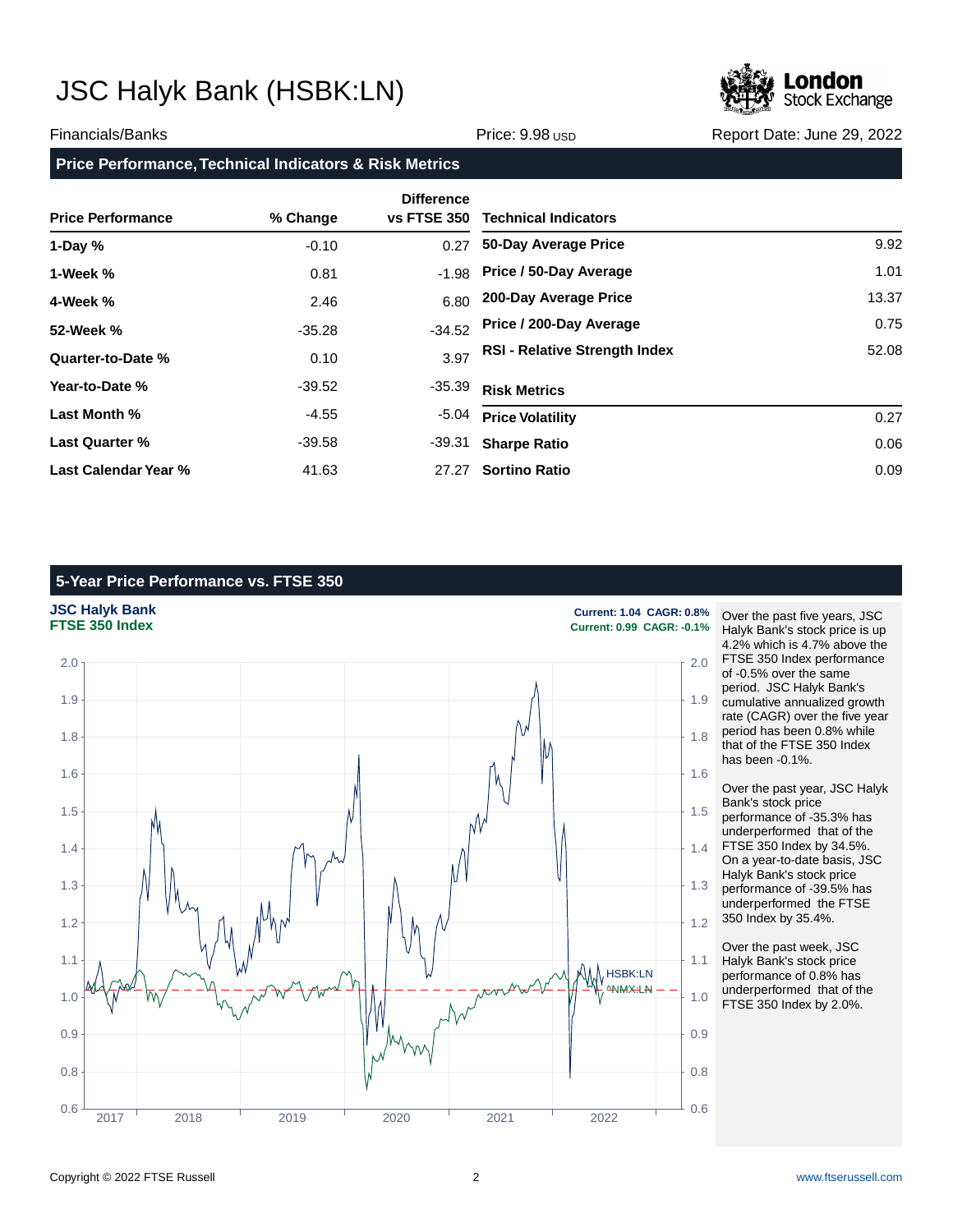# JSC Halyk Bank (HSBK:LN)

Financials/Banks | Price: 9.98 USD | Report Date: June 29, 2022

## Price Performance, Technical Indicators & Risk Metrics

| Price Performance | % Change | Difference vs FTSE 350 |
|---|---|---|
| 1-Day % | -0.10 | 0.27 |
| 1-Week % | 0.81 | -1.98 |
| 4-Week % | 2.46 | 6.80 |
| 52-Week % | -35.28 | -34.52 |
| Quarter-to-Date % | 0.10 | 3.97 |
| Year-to-Date % | -39.52 | -35.39 |
| Last Month % | -4.55 | -5.04 |
| Last Quarter % | -39.58 | -39.31 |
| Last Calendar Year % | 41.63 | 27.27 |

| Technical Indicators | |
|---|---|
| 50-Day Average Price | 9.92 |
| Price / 50-Day Average | 1.01 |
| 200-Day Average Price | 13.37 |
| Price / 200-Day Average | 0.75 |
| RSI - Relative Strength Index | 52.08 |

| Risk Metrics | |
|---|---|
| Price Volatility | 0.27 |
| Sharpe Ratio | 0.06 |
| Sortino Ratio | 0.09 |

## 5-Year Price Performance vs. FTSE 350

**JSC Halyk Bank** — Current: 1.04 CAGR: 0.8%

**FTSE 350 Index** — Current: 0.99 CAGR: -0.1%

Over the past five years, JSC Halyk Bank's stock price is up 4.2% which is 4.7% above the FTSE 350 Index performance of -0.5% over the same period. JSC Halyk Bank's cumulative annualized growth rate (CAGR) over the five year period has been 0.8% while that of the FTSE 350 Index has been -0.1%.

Over the past year, JSC Halyk Bank's stock price performance of -35.3% has underperformed that of the FTSE 350 Index by 34.5%. On a year-to-date basis, JSC Halyk Bank's stock price performance of -39.5% has underperformed the FTSE 350 Index by 35.4%.

Over the past week, JSC Halyk Bank's stock price performance of 0.8% has underperformed that of the FTSE 350 Index by 2.0%.

Copyright © 2022 FTSE Russell | www.ftserussell.com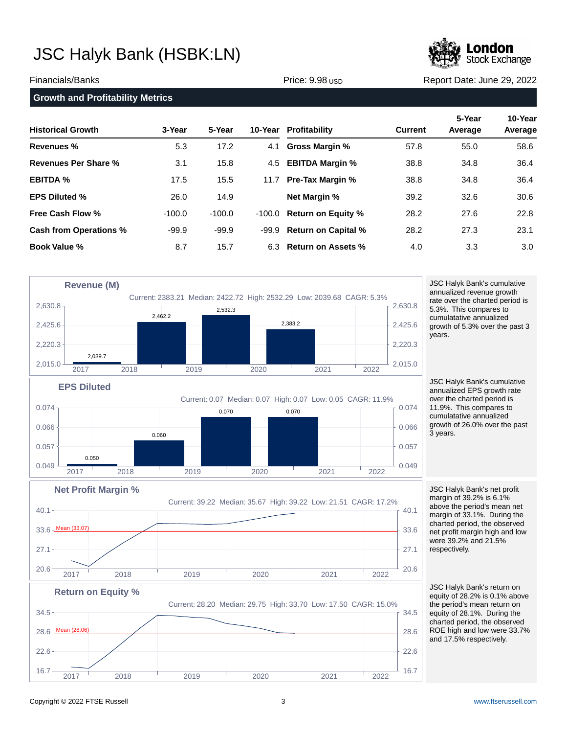# JSC Halyk Bank (HSBK:LN)

Financials/Banks | Price: 9.98 USD | Report Date: June 29, 2022

## Growth and Profitability Metrics

| Historical Growth | 3-Year | 5-Year | 10-Year | Profitability | Current | 5-Year Average | 10-Year Average |
|---|---|---|---|---|---|---|---|
| **Revenues %** | 5.3 | 17.2 | 4.1 | **Gross Margin %** | 57.8 | 55.0 | 58.6 |
| **Revenues Per Share %** | 3.1 | 15.8 | 4.5 | **EBITDA Margin %** | 38.8 | 34.8 | 36.4 |
| **EBITDA %** | 17.5 | 15.5 | 11.7 | **Pre-Tax Margin %** | 38.8 | 34.8 | 36.4 |
| **EPS Diluted %** | 26.0 | 14.9 | | **Net Margin %** | 39.2 | 32.6 | 30.6 |
| **Free Cash Flow %** | -100.0 | -100.0 | -100.0 | **Return on Equity %** | 28.2 | 27.6 | 22.8 |
| **Cash from Operations %** | -99.9 | -99.9 | -99.9 | **Return on Capital %** | 28.2 | 27.3 | 23.1 |
| **Book Value %** | 8.7 | 15.7 | 6.3 | **Return on Assets %** | 4.0 | 3.3 | 3.0 |

### Revenue (M)

Current: 2383.21 Median: 2422.72 High: 2532.29 Low: 2039.68 CAGR: 5.3%

| 2017 | 2018 | 2019 | 2020 |
|---|---|---|---|
| 2,039.7 | 2,462.2 | 2,532.3 | 2,383.2 |

JSC Halyk Bank's cumulative annualized revenue growth rate over the charted period is 5.3%. This compares to cumulatative annualized growth of 5.3% over the past 3 years.

### EPS Diluted

Current: 0.07 Median: 0.07 High: 0.07 Low: 0.05 CAGR: 11.9%

| 2017 | 2018 | 2019 | 2020 |
|---|---|---|---|
| 0.050 | 0.060 | 0.070 | 0.070 |

JSC Halyk Bank's cumulative annualized EPS growth rate over the charted period is 11.9%. This compares to cumulatative annualized growth of 26.0% over the past 3 years.

### Net Profit Margin %

Current: 39.22 Median: 35.67 High: 39.22 Low: 21.51 CAGR: 17.2%

Mean (33.07)

JSC Halyk Bank's net profit margin of 39.2% is 6.1% above the period's mean net margin of 33.1%. During the charted period, the observed net profit margin high and low were 39.2% and 21.5% respectively.

### Return on Equity %

Current: 28.20 Median: 29.75 High: 33.70 Low: 17.50 CAGR: 15.0%

Mean (28.06)

JSC Halyk Bank's return on equity of 28.2% is 0.1% above the period's mean return on equity of 28.1%. During the charted period, the observed ROE high and low were 33.7% and 17.5% respectively.

Copyright © 2022 FTSE Russell | www.ftserussell.com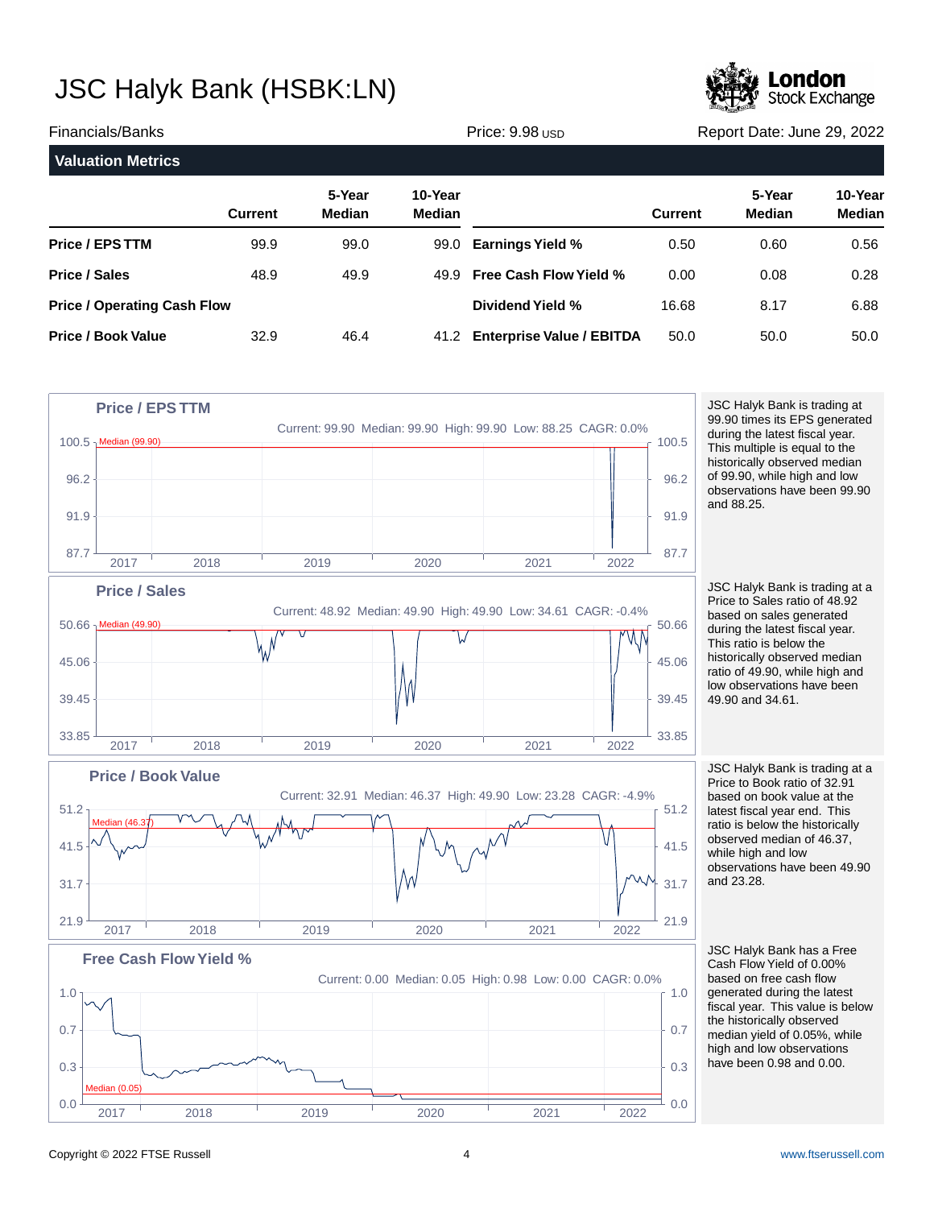# JSC Halyk Bank (HSBK:LN)

Financials/Banks | Price: 9.98 USD | Report Date: June 29, 2022

## Valuation Metrics

| | Current | 5-Year Median | 10-Year Median | | Current | 5-Year Median | 10-Year Median |
|---|---|---|---|---|---|---|---|
| **Price / EPS TTM** | 99.9 | 99.0 | 99.0 | **Earnings Yield %** | 0.50 | 0.60 | 0.56 |
| **Price / Sales** | 48.9 | 49.9 | 49.9 | **Free Cash Flow Yield %** | 0.00 | 0.08 | 0.28 |
| **Price / Operating Cash Flow** | | | | **Dividend Yield %** | 16.68 | 8.17 | 6.88 |
| **Price / Book Value** | 32.9 | 46.4 | 41.2 | **Enterprise Value / EBITDA** | 50.0 | 50.0 | 50.0 |

### Price / EPS TTM

Current: 99.90 Median: 99.90 High: 99.90 Low: 88.25 CAGR: 0.0%

JSC Halyk Bank is trading at 99.90 times its EPS generated during the latest fiscal year. This multiple is equal to the historically observed median of 99.90, while high and low observations have been 99.90 and 88.25.

### Price / Sales

Current: 48.92 Median: 49.90 High: 49.90 Low: 34.61 CAGR: -0.4%

JSC Halyk Bank is trading at a Price to Sales ratio of 48.92 based on sales generated during the latest fiscal year. This ratio is below the historically observed median ratio of 49.90, while high and low observations have been 49.90 and 34.61.

### Price / Book Value

Current: 32.91 Median: 46.37 High: 49.90 Low: 23.28 CAGR: -4.9%

JSC Halyk Bank is trading at a Price to Book ratio of 32.91 based on book value at the latest fiscal year end. This ratio is below the historically observed median of 46.37, while high and low observations have been 49.90 and 23.28.

### Free Cash Flow Yield %

Current: 0.00 Median: 0.05 High: 0.98 Low: 0.00 CAGR: 0.0%

JSC Halyk Bank has a Free Cash Flow Yield of 0.00% based on free cash flow generated during the latest fiscal year. This value is below the historically observed median yield of 0.05%, while high and low observations have been 0.98 and 0.00.

Copyright © 2022 FTSE Russell | www.ftserussell.com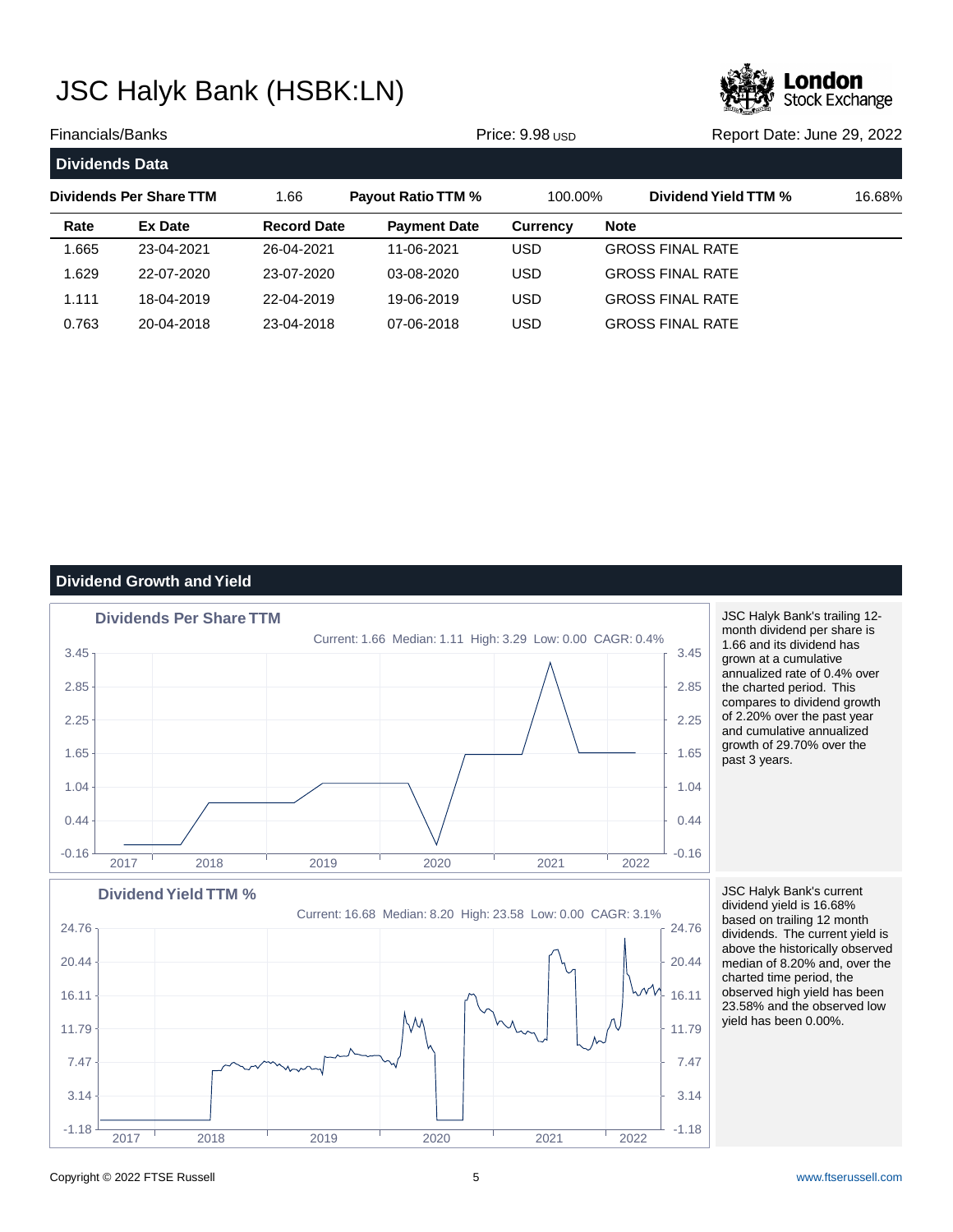# JSC Halyk Bank (HSBK:LN)

Financials/Banks | Price: 9.98 USD | Report Date: June 29, 2022

## Dividends Data

| Dividends Per Share TTM | 1.66 | Payout Ratio TTM % | 100.00% | Dividend Yield TTM % | 16.68% |
|---|---|---|---|---|---|

| Rate | Ex Date | Record Date | Payment Date | Currency | Note |
|---|---|---|---|---|---|
| 1.665 | 23-04-2021 | 26-04-2021 | 11-06-2021 | USD | GROSS FINAL RATE |
| 1.629 | 22-07-2020 | 23-07-2020 | 03-08-2020 | USD | GROSS FINAL RATE |
| 1.111 | 18-04-2019 | 22-04-2019 | 19-06-2019 | USD | GROSS FINAL RATE |
| 0.763 | 20-04-2018 | 23-04-2018 | 07-06-2018 | USD | GROSS FINAL RATE |

## Dividend Growth and Yield

**Dividends Per Share TTM**

Current: 1.66 Median: 1.11 High: 3.29 Low: 0.00 CAGR: 0.4%

JSC Halyk Bank's trailing 12-month dividend per share is 1.66 and its dividend has grown at a cumulative annualized rate of 0.4% over the charted period. This compares to dividend growth of 2.20% over the past year and cumulative annualized growth of 29.70% over the past 3 years.

**Dividend Yield TTM %**

Current: 16.68 Median: 8.20 High: 23.58 Low: 0.00 CAGR: 3.1%

JSC Halyk Bank's current dividend yield is 16.68% based on trailing 12 month dividends. The current yield is above the historically observed median of 8.20% and, over the charted time period, the observed high yield has been 23.58% and the observed low yield has been 0.00%.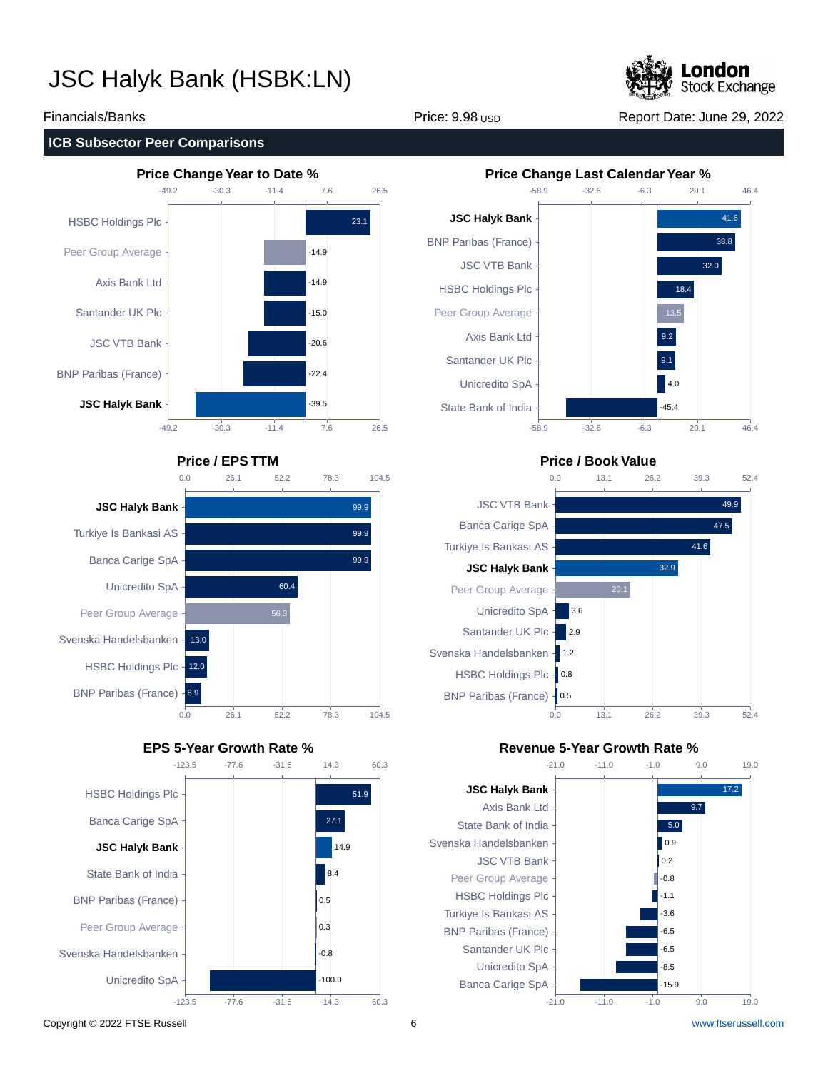# JSC Halyk Bank (HSBK:LN)

Financials/Banks | Price: 9.98 USD | Report Date: June 29, 2022

## ICB Subsector Peer Comparisons

### Price Change Year to Date %

| Company | Value |
|---|---|
| HSBC Holdings Plc | 23.1 |
| Peer Group Average | -14.9 |
| Axis Bank Ltd | -14.9 |
| Santander UK Plc | -15.0 |
| JSC VTB Bank | -20.6 |
| BNP Paribas (France) | -22.4 |
| **JSC Halyk Bank** | -39.5 |

### Price Change Last Calendar Year %

| Company | Value |
|---|---|
| **JSC Halyk Bank** | 41.6 |
| BNP Paribas (France) | 38.8 |
| JSC VTB Bank | 32.0 |
| HSBC Holdings Plc | 18.4 |
| Peer Group Average | 13.5 |
| Axis Bank Ltd | 9.2 |
| Santander UK Plc | 9.1 |
| Unicredito SpA | 4.0 |
| State Bank of India | -45.4 |

### Price / EPS TTM

| Company | Value |
|---|---|
| **JSC Halyk Bank** | 99.9 |
| Turkiye Is Bankasi AS | 99.9 |
| Banca Carige SpA | 99.9 |
| Unicredito SpA | 60.4 |
| Peer Group Average | 56.3 |
| Svenska Handelsbanken | 13.0 |
| HSBC Holdings Plc | 12.0 |
| BNP Paribas (France) | 8.9 |

### Price / Book Value

| Company | Value |
|---|---|
| JSC VTB Bank | 49.9 |
| Banca Carige SpA | 47.5 |
| Turkiye Is Bankasi AS | 41.6 |
| **JSC Halyk Bank** | 32.9 |
| Peer Group Average | 20.1 |
| Unicredito SpA | 3.6 |
| Santander UK Plc | 2.9 |
| Svenska Handelsbanken | 1.2 |
| HSBC Holdings Plc | 0.8 |
| BNP Paribas (France) | 0.5 |

### EPS 5-Year Growth Rate %

| Company | Value |
|---|---|
| HSBC Holdings Plc | 51.9 |
| Banca Carige SpA | 27.1 |
| **JSC Halyk Bank** | 14.9 |
| State Bank of India | 8.4 |
| BNP Paribas (France) | 0.5 |
| Peer Group Average | 0.3 |
| Svenska Handelsbanken | -0.8 |
| Unicredito SpA | -100.0 |

### Revenue 5-Year Growth Rate %

| Company | Value |
|---|---|
| **JSC Halyk Bank** | 17.2 |
| Axis Bank Ltd | 9.7 |
| State Bank of India | 5.0 |
| Svenska Handelsbanken | 0.9 |
| JSC VTB Bank | 0.2 |
| Peer Group Average | -0.8 |
| HSBC Holdings Plc | -1.1 |
| Turkiye Is Bankasi AS | -3.6 |
| BNP Paribas (France) | -6.5 |
| Santander UK Plc | -6.5 |
| Unicredito SpA | -8.5 |
| Banca Carige SpA | -15.9 |

Copyright © 2022 FTSE Russell | www.ftserussell.com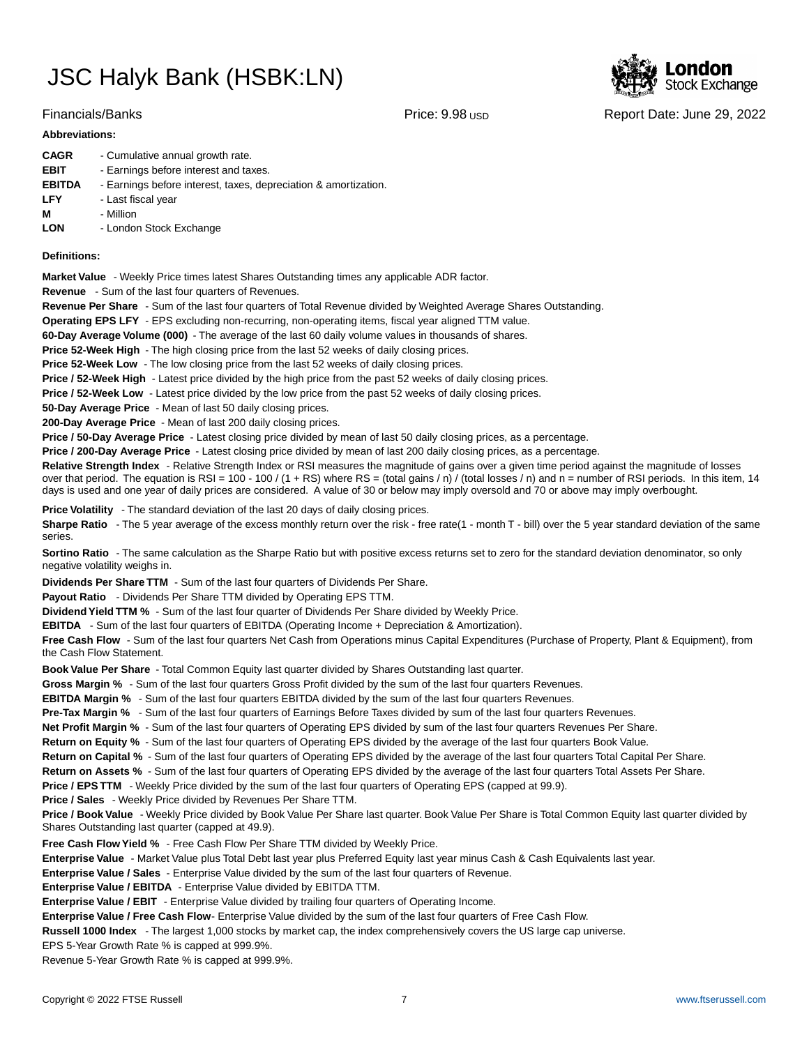# JSC Halyk Bank (HSBK:LN)

Financials/Banks | Price: 9.98 USD | Report Date: June 29, 2022

**Abbreviations:**

**CAGR** - Cumulative annual growth rate.
**EBIT** - Earnings before interest and taxes.
**EBITDA** - Earnings before interest, taxes, depreciation & amortization.
**LFY** - Last fiscal year
**M** - Million
**LON** - London Stock Exchange

**Definitions:**

**Market Value** - Weekly Price times latest Shares Outstanding times any applicable ADR factor.
**Revenue** - Sum of the last four quarters of Revenues.
**Revenue Per Share** - Sum of the last four quarters of Total Revenue divided by Weighted Average Shares Outstanding.
**Operating EPS LFY** - EPS excluding non-recurring, non-operating items, fiscal year aligned TTM value.
**60-Day Average Volume (000)** - The average of the last 60 daily volume values in thousands of shares.
**Price 52-Week High** - The high closing price from the last 52 weeks of daily closing prices.
**Price 52-Week Low** - The low closing price from the last 52 weeks of daily closing prices.
**Price / 52-Week High** - Latest price divided by the high price from the past 52 weeks of daily closing prices.
**Price / 52-Week Low** - Latest price divided by the low price from the past 52 weeks of daily closing prices.
**50-Day Average Price** - Mean of last 50 daily closing prices.
**200-Day Average Price** - Mean of last 200 daily closing prices.
**Price / 50-Day Average Price** - Latest closing price divided by mean of last 50 daily closing prices, as a percentage.
**Price / 200-Day Average Price** - Latest closing price divided by mean of last 200 daily closing prices, as a percentage.
**Relative Strength Index** - Relative Strength Index or RSI measures the magnitude of gains over a given time period against the magnitude of losses over that period. The equation is RSI = 100 - 100 / (1 + RS) where RS = (total gains / n) / (total losses / n) and n = number of RSI periods. In this item, 14 days is used and one year of daily prices are considered. A value of 30 or below may imply oversold and 70 or above may imply overbought.

**Price Volatility** - The standard deviation of the last 20 days of daily closing prices.
**Sharpe Ratio** - The 5 year average of the excess monthly return over the risk - free rate(1 - month T - bill) over the 5 year standard deviation of the same series.
**Sortino Ratio** - The same calculation as the Sharpe Ratio but with positive excess returns set to zero for the standard deviation denominator, so only negative volatility weighs in.
**Dividends Per Share TTM** - Sum of the last four quarters of Dividends Per Share.
**Payout Ratio** - Dividends Per Share TTM divided by Operating EPS TTM.
**Dividend Yield TTM %** - Sum of the last four quarter of Dividends Per Share divided by Weekly Price.
**EBITDA** - Sum of the last four quarters of EBITDA (Operating Income + Depreciation & Amortization).
**Free Cash Flow** - Sum of the last four quarters Net Cash from Operations minus Capital Expenditures (Purchase of Property, Plant & Equipment), from the Cash Flow Statement.
**Book Value Per Share** - Total Common Equity last quarter divided by Shares Outstanding last quarter.
**Gross Margin %** - Sum of the last four quarters Gross Profit divided by the sum of the last four quarters Revenues.
**EBITDA Margin %** - Sum of the last four quarters EBITDA divided by the sum of the last four quarters Revenues.
**Pre-Tax Margin %** - Sum of the last four quarters of Earnings Before Taxes divided by sum of the last four quarters Revenues.
**Net Profit Margin %** - Sum of the last four quarters of Operating EPS divided by sum of the last four quarters Revenues Per Share.
**Return on Equity %** - Sum of the last four quarters of Operating EPS divided by the average of the last four quarters Book Value.
**Return on Capital %** - Sum of the last four quarters of Operating EPS divided by the average of the last four quarters Total Capital Per Share.
**Return on Assets %** - Sum of the last four quarters of Operating EPS divided by the average of the last four quarters Total Assets Per Share.
**Price / EPS TTM** - Weekly Price divided by the sum of the last four quarters of Operating EPS (capped at 99.9).
**Price / Sales** - Weekly Price divided by Revenues Per Share TTM.
**Price / Book Value** - Weekly Price divided by Book Value Per Share last quarter. Book Value Per Share is Total Common Equity last quarter divided by Shares Outstanding last quarter (capped at 49.9).
**Free Cash Flow Yield %** - Free Cash Flow Per Share TTM divided by Weekly Price.
**Enterprise Value** - Market Value plus Total Debt last year plus Preferred Equity last year minus Cash & Cash Equivalents last year.
**Enterprise Value / Sales** - Enterprise Value divided by the sum of the last four quarters of Revenue.
**Enterprise Value / EBITDA** - Enterprise Value divided by EBITDA TTM.
**Enterprise Value / EBIT** - Enterprise Value divided by trailing four quarters of Operating Income.
**Enterprise Value / Free Cash Flow**- Enterprise Value divided by the sum of the last four quarters of Free Cash Flow.
**Russell 1000 Index** - The largest 1,000 stocks by market cap, the index comprehensively covers the US large cap universe.
EPS 5-Year Growth Rate % is capped at 999.9%.
Revenue 5-Year Growth Rate % is capped at 999.9%.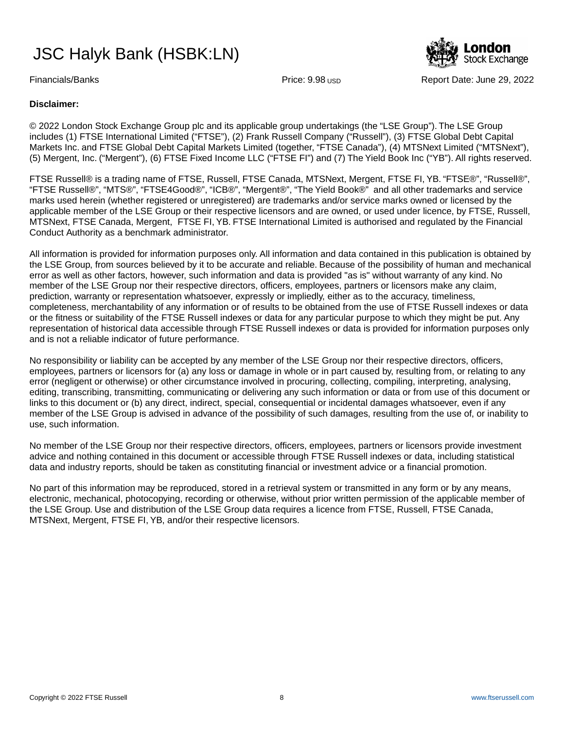# JSC Halyk Bank (HSBK:LN)

Financials/Banks | Price: 9.98 USD | Report Date: June 29, 2022

**Disclaimer:**

© 2022 London Stock Exchange Group plc and its applicable group undertakings (the "LSE Group"). The LSE Group includes (1) FTSE International Limited ("FTSE"), (2) Frank Russell Company ("Russell"), (3) FTSE Global Debt Capital Markets Inc. and FTSE Global Debt Capital Markets Limited (together, "FTSE Canada"), (4) MTSNext Limited ("MTSNext"), (5) Mergent, Inc. ("Mergent"), (6) FTSE Fixed Income LLC ("FTSE FI") and (7) The Yield Book Inc ("YB"). All rights reserved.

FTSE Russell® is a trading name of FTSE, Russell, FTSE Canada, MTSNext, Mergent, FTSE FI, YB. "FTSE®", "Russell®", "FTSE Russell®", "MTS®", "FTSE4Good®", "ICB®", "Mergent®", "The Yield Book®" and all other trademarks and service marks used herein (whether registered or unregistered) are trademarks and/or service marks owned or licensed by the applicable member of the LSE Group or their respective licensors and are owned, or used under licence, by FTSE, Russell, MTSNext, FTSE Canada, Mergent, FTSE FI, YB. FTSE International Limited is authorised and regulated by the Financial Conduct Authority as a benchmark administrator.

All information is provided for information purposes only. All information and data contained in this publication is obtained by the LSE Group, from sources believed by it to be accurate and reliable. Because of the possibility of human and mechanical error as well as other factors, however, such information and data is provided "as is" without warranty of any kind. No member of the LSE Group nor their respective directors, officers, employees, partners or licensors make any claim, prediction, warranty or representation whatsoever, expressly or impliedly, either as to the accuracy, timeliness, completeness, merchantability of any information or of results to be obtained from the use of FTSE Russell indexes or data or the fitness or suitability of the FTSE Russell indexes or data for any particular purpose to which they might be put. Any representation of historical data accessible through FTSE Russell indexes or data is provided for information purposes only and is not a reliable indicator of future performance.

No responsibility or liability can be accepted by any member of the LSE Group nor their respective directors, officers, employees, partners or licensors for (a) any loss or damage in whole or in part caused by, resulting from, or relating to any error (negligent or otherwise) or other circumstance involved in procuring, collecting, compiling, interpreting, analysing, editing, transcribing, transmitting, communicating or delivering any such information or data or from use of this document or links to this document or (b) any direct, indirect, special, consequential or incidental damages whatsoever, even if any member of the LSE Group is advised in advance of the possibility of such damages, resulting from the use of, or inability to use, such information.

No member of the LSE Group nor their respective directors, officers, employees, partners or licensors provide investment advice and nothing contained in this document or accessible through FTSE Russell indexes or data, including statistical data and industry reports, should be taken as constituting financial or investment advice or a financial promotion.

No part of this information may be reproduced, stored in a retrieval system or transmitted in any form or by any means, electronic, mechanical, photocopying, recording or otherwise, without prior written permission of the applicable member of the LSE Group. Use and distribution of the LSE Group data requires a licence from FTSE, Russell, FTSE Canada, MTSNext, Mergent, FTSE FI, YB, and/or their respective licensors.